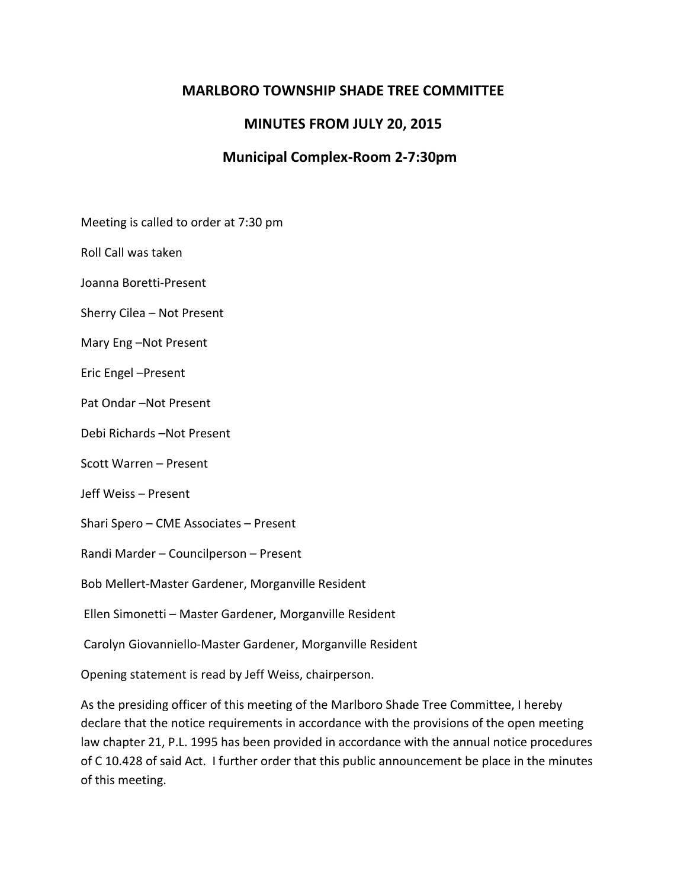# MARLBORO TOWNSHIP SHADE TREE COMMITTEE

## MINUTES FROM JULY 20, 2015

### Municipal Complex-Room 2-7:30pm

Meeting is called to order at 7:30 pm

Roll Call was taken

Joanna Boretti-Present

Sherry Cilea – Not Present

Mary Eng –Not Present

Eric Engel –Present

Pat Ondar –Not Present

Debi Richards –Not Present

Scott Warren – Present

Jeff Weiss – Present

Shari Spero – CME Associates – Present

Randi Marder – Councilperson – Present

Bob Mellert-Master Gardener, Morganville Resident

Ellen Simonetti – Master Gardener, Morganville Resident

Carolyn Giovanniello-Master Gardener, Morganville Resident

Opening statement is read by Jeff Weiss, chairperson.

As the presiding officer of this meeting of the Marlboro Shade Tree Committee, I hereby declare that the notice requirements in accordance with the provisions of the open meeting law chapter 21, P.L. 1995 has been provided in accordance with the annual notice procedures of C 10.428 of said Act. I further order that this public announcement be place in the minutes of this meeting.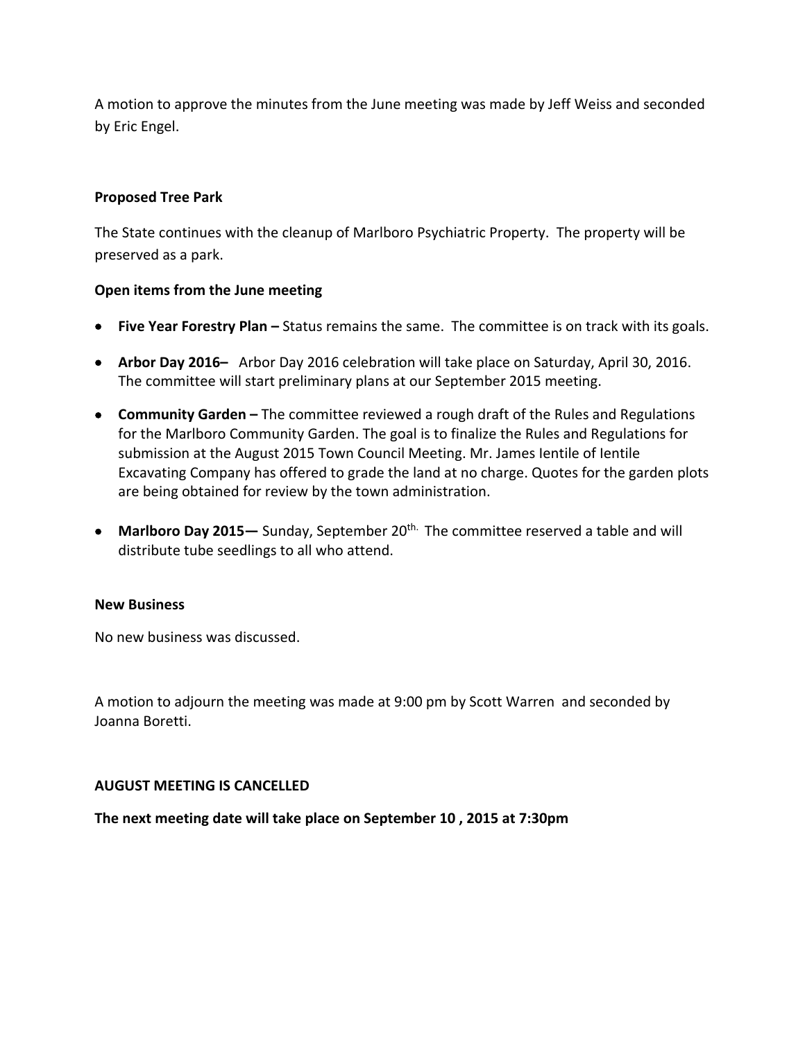A motion to approve the minutes from the June meeting was made by Jeff Weiss and seconded by Eric Engel.

**Proposed Tree Park**

The State continues with the cleanup of Marlboro Psychiatric Property. The property will be preserved as a park.

**Open items from the June meeting**

- **Five Year Forestry Plan –** Status remains the same. The committee is on track with its goals.
- **Arbor Day 2016–** Arbor Day 2016 celebration will take place on Saturday, April 30, 2016. The committee will start preliminary plans at our September 2015 meeting.
- **Community Garden –** The committee reviewed a rough draft of the Rules and Regulations for the Marlboro Community Garden. The goal is to finalize the Rules and Regulations for submission at the August 2015 Town Council Meeting. Mr. James Ientile of Ientile Excavating Company has offered to grade the land at no charge. Quotes for the garden plots are being obtained for review by the town administration.
- **Marlboro Day 2015—** Sunday, September 20th. The committee reserved a table and will distribute tube seedlings to all who attend.

**New Business**

No new business was discussed.

A motion to adjourn the meeting was made at 9:00 pm by Scott Warren and seconded by Joanna Boretti.

**AUGUST MEETING IS CANCELLED**

**The next meeting date will take place on September 10 , 2015 at 7:30pm**